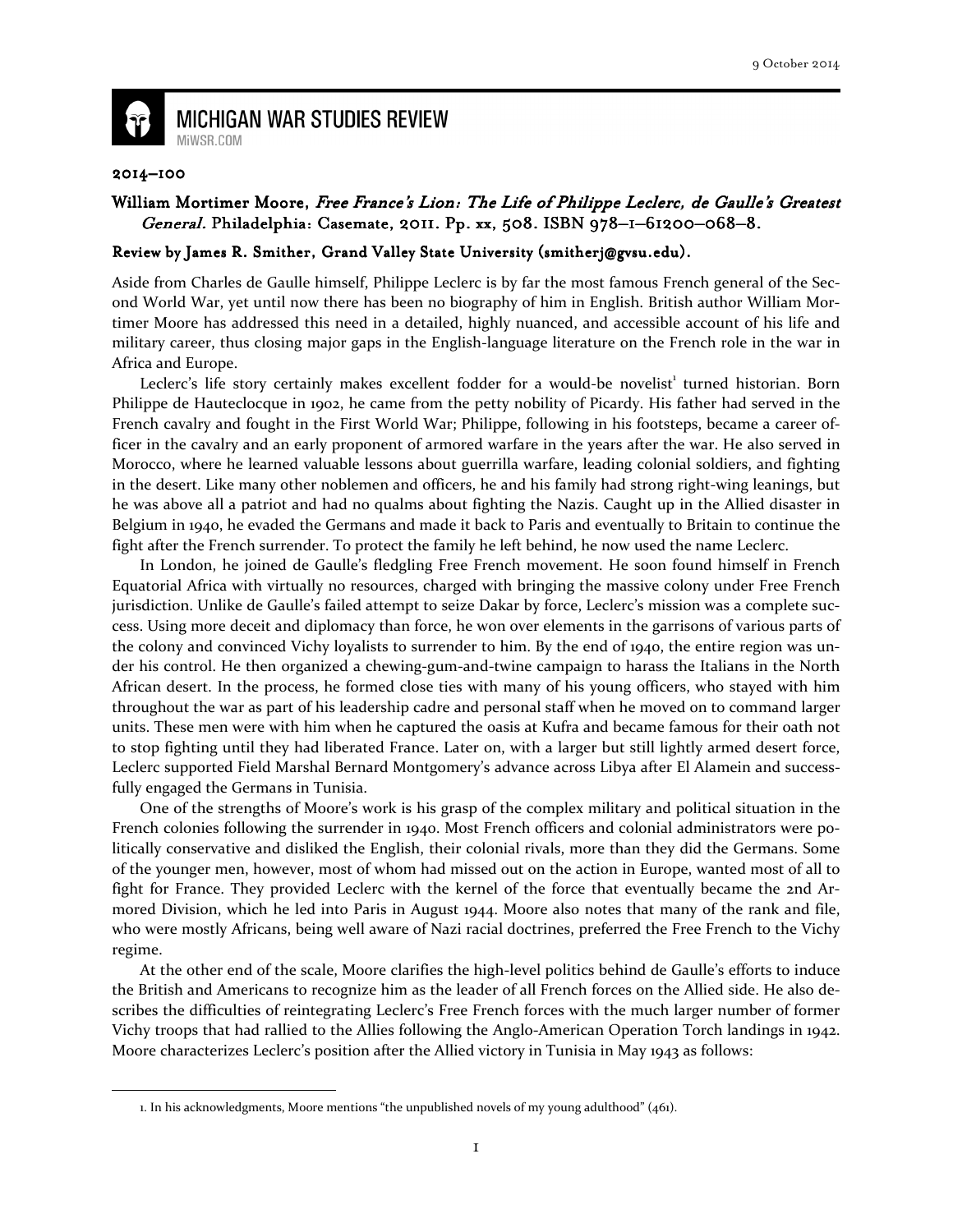9 October 2014

# MICHIGAN WAR STUDIES REVIEW

MiWSR.COM

**2014–100**

## William Mortimer Moore, *Free France's Lion: The Life of Philippe Leclerc, de Gaulle's Greatest General*. Philadelphia: Casemate, 2011. Pp. xx, 508. ISBN 978–1–61200–068–8.

**Review by James R. Smither, Grand Valley State University (smitherj@gvsu.edu).**

Aside from Charles de Gaulle himself, Philippe Leclerc is by far the most famous French general of the Second World War, yet until now there has been no biography of him in English. British author William Mortimer Moore has addressed this need in a detailed, highly nuanced, and accessible account of his life and military career, thus closing major gaps in the English-language literature on the French role in the war in Africa and Europe.

Leclerc's life story certainly makes excellent fodder for a would-be novelist[1] turned historian. Born Philippe de Hauteclocque in 1902, he came from the petty nobility of Picardy. His father had served in the French cavalry and fought in the First World War; Philippe, following in his footsteps, became a career officer in the cavalry and an early proponent of armored warfare in the years after the war. He also served in Morocco, where he learned valuable lessons about guerrilla warfare, leading colonial soldiers, and fighting in the desert. Like many other noblemen and officers, he and his family had strong right-wing leanings, but he was above all a patriot and had no qualms about fighting the Nazis. Caught up in the Allied disaster in Belgium in 1940, he evaded the Germans and made it back to Paris and eventually to Britain to continue the fight after the French surrender. To protect the family he left behind, he now used the name Leclerc.

In London, he joined de Gaulle's fledgling Free French movement. He soon found himself in French Equatorial Africa with virtually no resources, charged with bringing the massive colony under Free French jurisdiction. Unlike de Gaulle's failed attempt to seize Dakar by force, Leclerc's mission was a complete success. Using more deceit and diplomacy than force, he won over elements in the garrisons of various parts of the colony and convinced Vichy loyalists to surrender to him. By the end of 1940, the entire region was under his control. He then organized a chewing-gum-and-twine campaign to harass the Italians in the North African desert. In the process, he formed close ties with many of his young officers, who stayed with him throughout the war as part of his leadership cadre and personal staff when he moved on to command larger units. These men were with him when he captured the oasis at Kufra and became famous for their oath not to stop fighting until they had liberated France. Later on, with a larger but still lightly armed desert force, Leclerc supported Field Marshal Bernard Montgomery's advance across Libya after El Alamein and successfully engaged the Germans in Tunisia.

One of the strengths of Moore's work is his grasp of the complex military and political situation in the French colonies following the surrender in 1940. Most French officers and colonial administrators were politically conservative and disliked the English, their colonial rivals, more than they did the Germans. Some of the younger men, however, most of whom had missed out on the action in Europe, wanted most of all to fight for France. They provided Leclerc with the kernel of the force that eventually became the 2nd Armored Division, which he led into Paris in August 1944. Moore also notes that many of the rank and file, who were mostly Africans, being well aware of Nazi racial doctrines, preferred the Free French to the Vichy regime.

At the other end of the scale, Moore clarifies the high-level politics behind de Gaulle's efforts to induce the British and Americans to recognize him as the leader of all French forces on the Allied side. He also describes the difficulties of reintegrating Leclerc's Free French forces with the much larger number of former Vichy troops that had rallied to the Allies following the Anglo-American Operation Torch landings in 1942. Moore characterizes Leclerc's position after the Allied victory in Tunisia in May 1943 as follows:

---

1. In his acknowledgments, Moore mentions "the unpublished novels of my young adulthood" (461).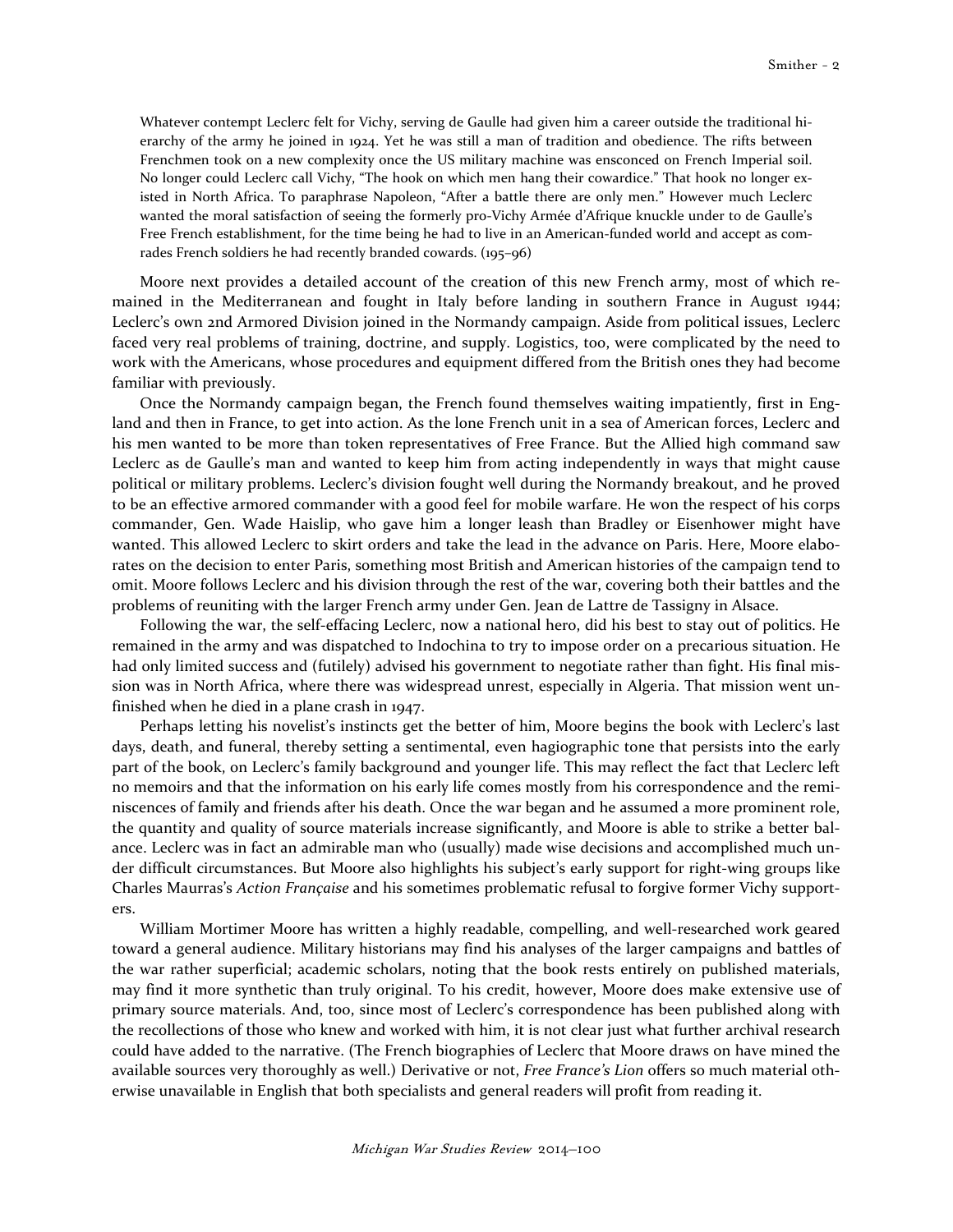> Whatever contempt Leclerc felt for Vichy, serving de Gaulle had given him a career outside the traditional hierarchy of the army he joined in 1924. Yet he was still a man of tradition and obedience. The rifts between Frenchmen took on a new complexity once the US military machine was ensconced on French Imperial soil. No longer could Leclerc call Vichy, "The hook on which men hang their cowardice." That hook no longer existed in North Africa. To paraphrase Napoleon, "After a battle there are only men." However much Leclerc wanted the moral satisfaction of seeing the formerly pro-Vichy Armée d'Afrique knuckle under to de Gaulle's Free French establishment, for the time being he had to live in an American-funded world and accept as comrades French soldiers he had recently branded cowards. (195–96)

Moore next provides a detailed account of the creation of this new French army, most of which remained in the Mediterranean and fought in Italy before landing in southern France in August 1944; Leclerc's own 2nd Armored Division joined in the Normandy campaign. Aside from political issues, Leclerc faced very real problems of training, doctrine, and supply. Logistics, too, were complicated by the need to work with the Americans, whose procedures and equipment differed from the British ones they had become familiar with previously.

Once the Normandy campaign began, the French found themselves waiting impatiently, first in England and then in France, to get into action. As the lone French unit in a sea of American forces, Leclerc and his men wanted to be more than token representatives of Free France. But the Allied high command saw Leclerc as de Gaulle's man and wanted to keep him from acting independently in ways that might cause political or military problems. Leclerc's division fought well during the Normandy breakout, and he proved to be an effective armored commander with a good feel for mobile warfare. He won the respect of his corps commander, Gen. Wade Haislip, who gave him a longer leash than Bradley or Eisenhower might have wanted. This allowed Leclerc to skirt orders and take the lead in the advance on Paris. Here, Moore elaborates on the decision to enter Paris, something most British and American histories of the campaign tend to omit. Moore follows Leclerc and his division through the rest of the war, covering both their battles and the problems of reuniting with the larger French army under Gen. Jean de Lattre de Tassigny in Alsace.

Following the war, the self-effacing Leclerc, now a national hero, did his best to stay out of politics. He remained in the army and was dispatched to Indochina to try to impose order on a precarious situation. He had only limited success and (futilely) advised his government to negotiate rather than fight. His final mission was in North Africa, where there was widespread unrest, especially in Algeria. That mission went unfinished when he died in a plane crash in 1947.

Perhaps letting his novelist's instincts get the better of him, Moore begins the book with Leclerc's last days, death, and funeral, thereby setting a sentimental, even hagiographic tone that persists into the early part of the book, on Leclerc's family background and younger life. This may reflect the fact that Leclerc left no memoirs and that the information on his early life comes mostly from his correspondence and the reminiscences of family and friends after his death. Once the war began and he assumed a more prominent role, the quantity and quality of source materials increase significantly, and Moore is able to strike a better balance. Leclerc was in fact an admirable man who (usually) made wise decisions and accomplished much under difficult circumstances. But Moore also highlights his subject's early support for right-wing groups like Charles Maurras's *Action Française* and his sometimes problematic refusal to forgive former Vichy supporters.

William Mortimer Moore has written a highly readable, compelling, and well-researched work geared toward a general audience. Military historians may find his analyses of the larger campaigns and battles of the war rather superficial; academic scholars, noting that the book rests entirely on published materials, may find it more synthetic than truly original. To his credit, however, Moore does make extensive use of primary source materials. And, too, since most of Leclerc's correspondence has been published along with the recollections of those who knew and worked with him, it is not clear just what further archival research could have added to the narrative. (The French biographies of Leclerc that Moore draws on have mined the available sources very thoroughly as well.) Derivative or not, *Free France's Lion* offers so much material otherwise unavailable in English that both specialists and general readers will profit from reading it.